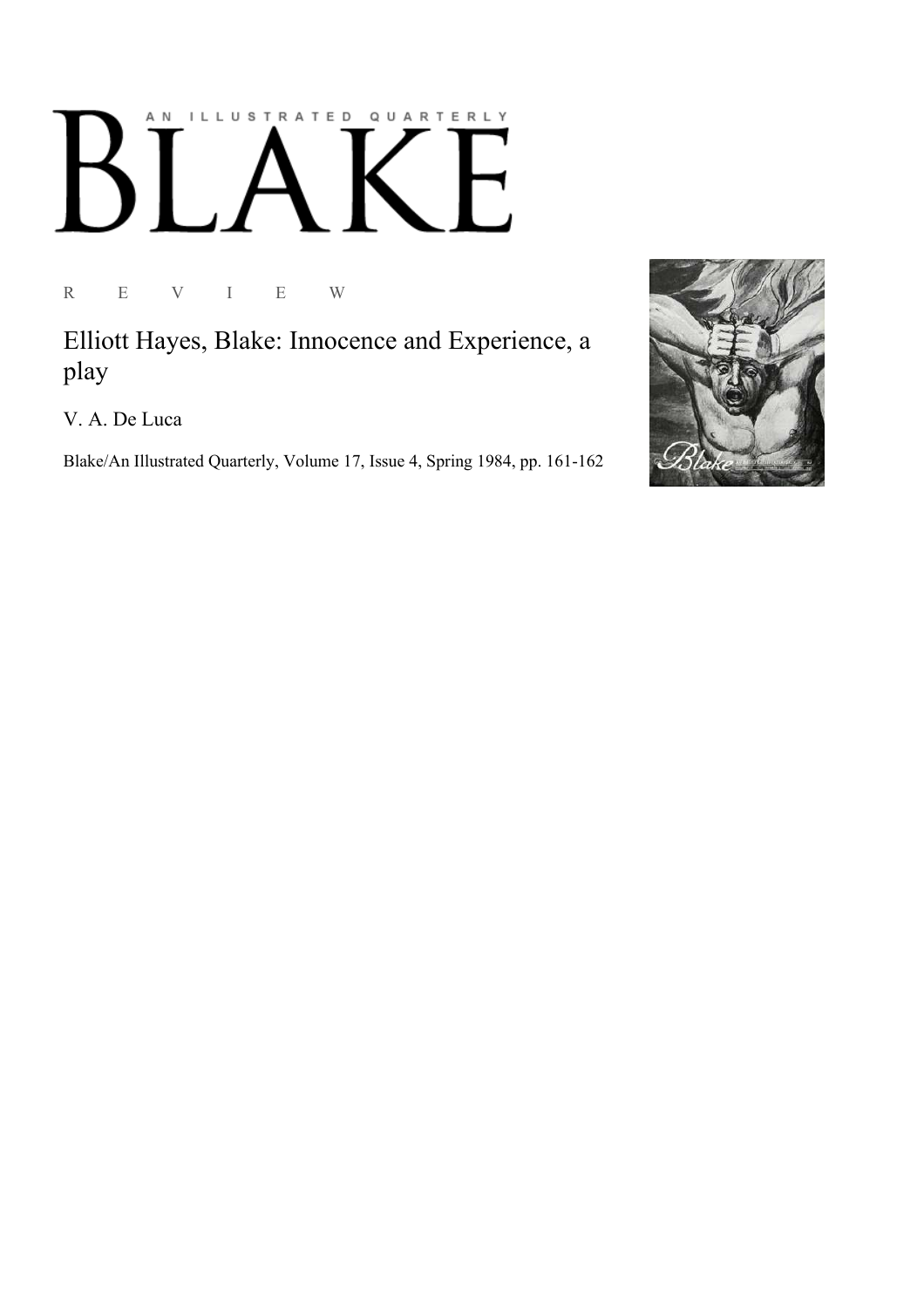AN ILLUSTRATED QUARTERLY

# BLAKE

R E V I E W

## Elliott Hayes, Blake: Innocence and Experience, a play

V. A. De Luca

Blake/An Illustrated Quarterly, Volume 17, Issue 4, Spring 1984, pp. 161-162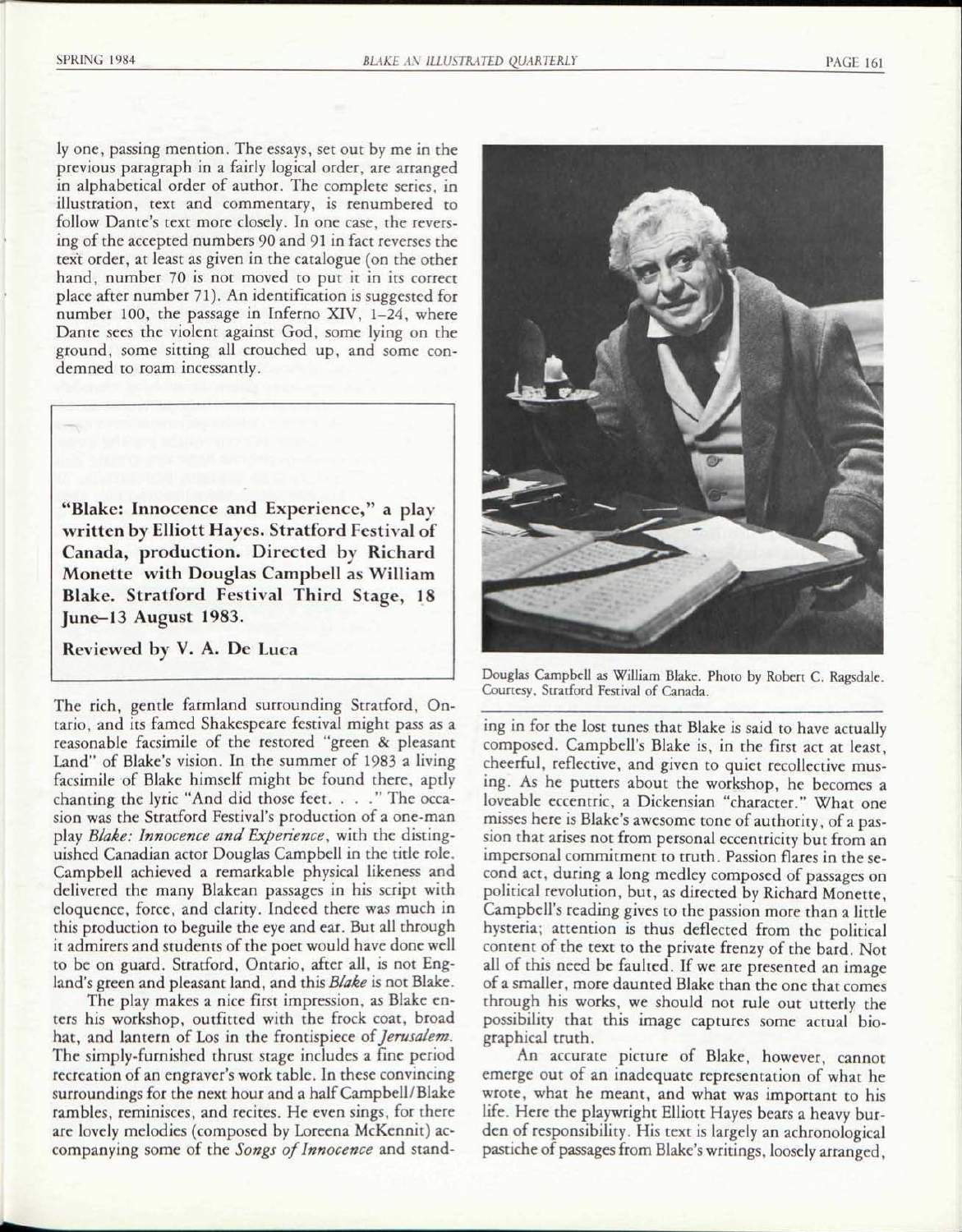ly one, passing mention. The essays, set out by me in the previous paragraph in a fairly logical order, are arranged in alphabetical order of author. The complete series, in illustration, text and commentary, is renumbered to follow Dante's text more closely. In one case, the reversing of the accepted numbers 90 and 91 in fact reverses the text order, at least as given in the catalogue (on the other hand, number 70 is not moved to put it in its correct place after number 71). An identification is suggested for number 100, the passage in Inferno XIV, 1–24, where Dante sees the violent against God, some lying on the ground, some sitting all crouched up, and some condemned to roam incessantly.

**"Blake: Innocence and Experience," a play written by Elliott Hayes. Stratford Festival of Canada, production. Directed by Richard Monette with Douglas Campbell as William Blake. Stratford Festival Third Stage, 18 June–13 August 1983.**

**Reviewed by V. A. De Luca**

The rich, gentle farmland surrounding Stratford, Ontario, and its famed Shakespeare festival might pass as a reasonable facsimile of the restored "green & pleasant Land" of Blake's vision. In the summer of 1983 a living facsimile of Blake himself might be found there, aptly chanting the lyric "And did those feet. . . ." The occasion was the Stratford Festival's production of a one-man play *Blake: Innocence and Experience*, with the distinguished Canadian actor Douglas Campbell in the title role. Campbell achieved a remarkable physical likeness and delivered the many Blakean passages in his script with eloquence, force, and clarity. Indeed there was much in this production to beguile the eye and ear. But all through it admirers and students of the poet would have done well to be on guard. Stratford, Ontario, after all, is not England's green and pleasant land, and this *Blake* is not Blake.

The play makes a nice first impression, as Blake enters his workshop, outfitted with the frock coat, broad hat, and lantern of Los in the frontispiece of *Jerusalem*. The simply-furnished thrust stage includes a fine period recreation of an engraver's work table. In these convincing surroundings for the next hour and a half Campbell/Blake rambles, reminisces, and recites. He even sings, for there are lovely melodies (composed by Loreena McKennit) accompanying some of the *Songs of Innocence* and standing in for the lost tunes that Blake is said to have actually composed. Campbell's Blake is, in the first act at least, cheerful, reflective, and given to quiet recollective musing. As he putters about the workshop, he becomes a loveable eccentric, a Dickensian "character." What one misses here is Blake's awesome tone of authority, of a passion that arises not from personal eccentricity but from an impersonal commitment to truth. Passion flares in the second act, during a long medley composed of passages on political revolution, but, as directed by Richard Monette, Campbell's reading gives to the passion more than a little hysteria; attention is thus deflected from the political content of the text to the private frenzy of the bard. Not all of this need be faulted. If we are presented an image of a smaller, more daunted Blake than the one that comes through his works, we should not rule out utterly the possibility that this image captures some actual biographical truth.

Douglas Campbell as William Blake. Photo by Robert C. Ragsdale. Courtesy, Stratford Festival of Canada.

An accurate picture of Blake, however, cannot emerge out of an inadequate representation of what he wrote, what he meant, and what was important to his life. Here the playwright Elliott Hayes bears a heavy burden of responsibility. His text is largely an achronological pastiche of passages from Blake's writings, loosely arranged,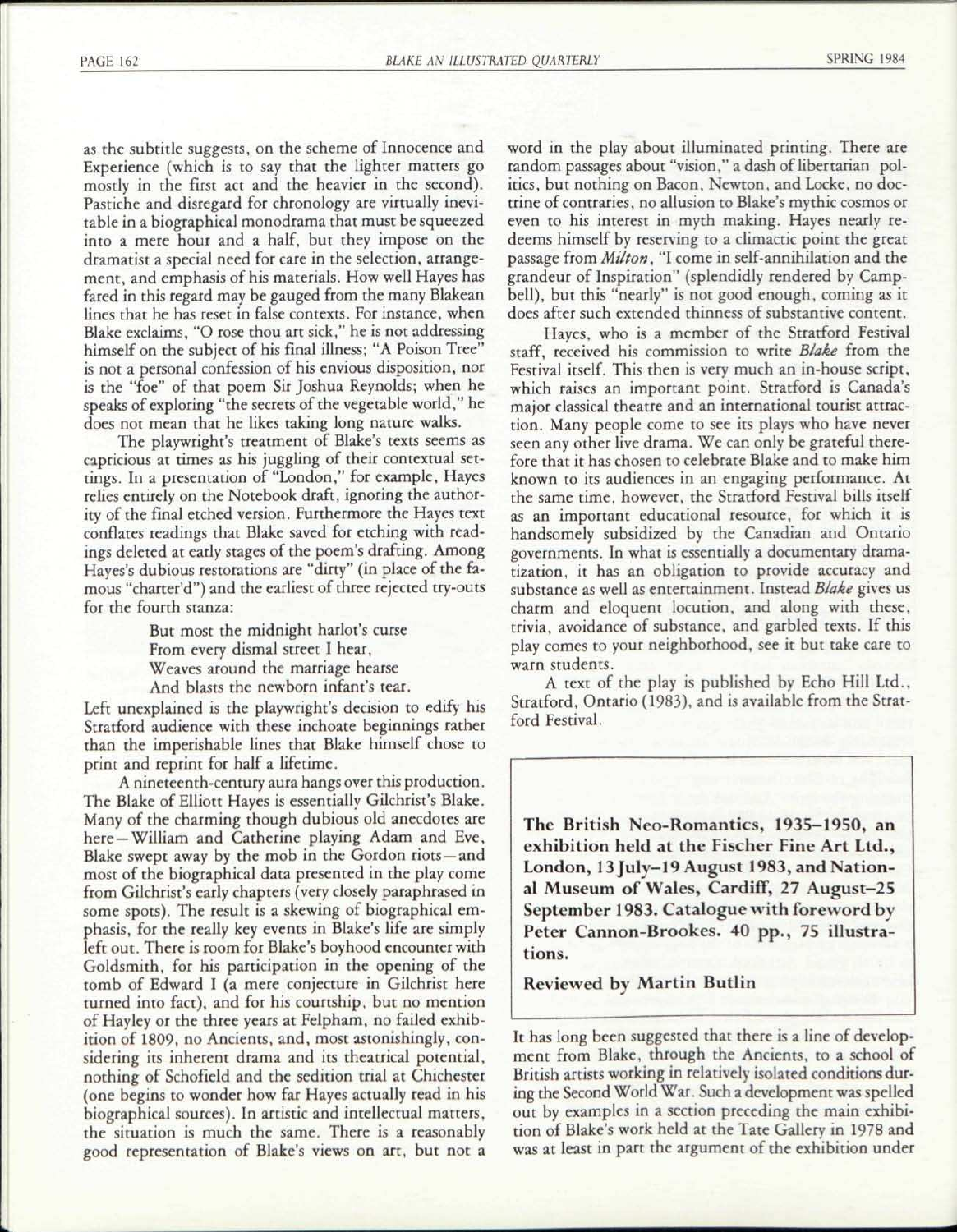as the subtitle suggests, on the scheme of Innocence and Experience (which is to say that the lighter matters go mostly in the first act and the heavier in the second). Pastiche and disregard for chronology are virtually inevitable in a biographical monodrama that must be squeezed into a mere hour and a half, but they impose on the dramatist a special need for care in the selection, arrangement, and emphasis of his materials. How well Hayes has fared in this regard may be gauged from the many Blakean lines that he has reset in false contexts. For instance, when Blake exclaims, "O rose thou art sick," he is not addressing himself on the subject of his final illness; "A Poison Tree" is not a personal confession of his envious disposition, nor is the "foe" of that poem Sir Joshua Reynolds; when he speaks of exploring "the secrets of the vegetable world," he does not mean that he likes taking long nature walks.

The playwright's treatment of Blake's texts seems as capricious at times as his juggling of their contextual settings. In a presentation of "London," for example, Hayes relies entirely on the Notebook draft, ignoring the authority of the final etched version. Furthermore the Hayes text conflates readings that Blake saved for etching with readings deleted at early stages of the poem's drafting. Among Hayes's dubious restorations are "dirty" (in place of the famous "charter'd") and the earliest of three rejected try-outs for the fourth stanza:

> But most the midnight harlot's curse
> From every dismal street I hear,
> Weaves around the marriage hearse
> And blasts the newborn infant's tear.

Left unexplained is the playwright's decision to edify his Stratford audience with these inchoate beginnings rather than the imperishable lines that Blake himself chose to print and reprint for half a lifetime.

A nineteenth-century aura hangs over this production. The Blake of Elliott Hayes is essentially Gilchrist's Blake. Many of the charming though dubious old anecdotes are here—William and Catherine playing Adam and Eve, Blake swept away by the mob in the Gordon riots—and most of the biographical data presented in the play come from Gilchrist's early chapters (very closely paraphrased in some spots). The result is a skewing of biographical emphasis, for the really key events in Blake's life are simply left out. There is room for Blake's boyhood encounter with Goldsmith, for his participation in the opening of the tomb of Edward I (a mere conjecture in Gilchrist here turned into fact), and for his courtship, but no mention of Hayley or the three years at Felpham, no failed exhibition of 1809, no Ancients, and, most astonishingly, considering its inherent drama and its theatrical potential, nothing of Schofield and the sedition trial at Chichester (one begins to wonder how far Hayes actually read in his biographical sources). In artistic and intellectual matters, the situation is much the same. There is a reasonably good representation of Blake's views on art, but not a word in the play about illuminated printing. There are random passages about "vision," a dash of libertarian politics, but nothing on Bacon, Newton, and Locke, no doctrine of contraries, no allusion to Blake's mythic cosmos or even to his interest in myth making. Hayes nearly redeems himself by reserving to a climactic point the great passage from *Milton*, "I come in self-annihilation and the grandeur of Inspiration" (splendidly rendered by Campbell), but this "nearly" is not good enough, coming as it does after such extended thinness of substantive content.

Hayes, who is a member of the Stratford Festival staff, received his commission to write *Blake* from the Festival itself. This then is very much an in-house script, which raises an important point. Stratford is Canada's major classical theatre and an international tourist attraction. Many people come to see its plays who have never seen any other live drama. We can only be grateful therefore that it has chosen to celebrate Blake and to make him known to its audiences in an engaging performance. At the same time, however, the Stratford Festival bills itself as an important educational resource, for which it is handsomely subsidized by the Canadian and Ontario governments. In what is essentially a documentary dramatization, it has an obligation to provide accuracy and substance as well as entertainment. Instead *Blake* gives us charm and eloquent locution, and along with these, trivia, avoidance of substance, and garbled texts. If this play comes to your neighborhood, see it but take care to warn students.

A text of the play is published by Echo Hill Ltd., Stratford, Ontario (1983), and is available from the Stratford Festival.

## The British Neo-Romantics, 1935–1950, an exhibition held at the Fischer Fine Art Ltd., London, 13 July–19 August 1983, and National Museum of Wales, Cardiff, 27 August–25 September 1983. Catalogue with foreword by Peter Cannon-Brookes. 40 pp., 75 illustrations.

**Reviewed by Martin Butlin**

It has long been suggested that there is a line of development from Blake, through the Ancients, to a school of British artists working in relatively isolated conditions during the Second World War. Such a development was spelled out by examples in a section preceding the main exhibition of Blake's work held at the Tate Gallery in 1978 and was at least in part the argument of the exhibition under